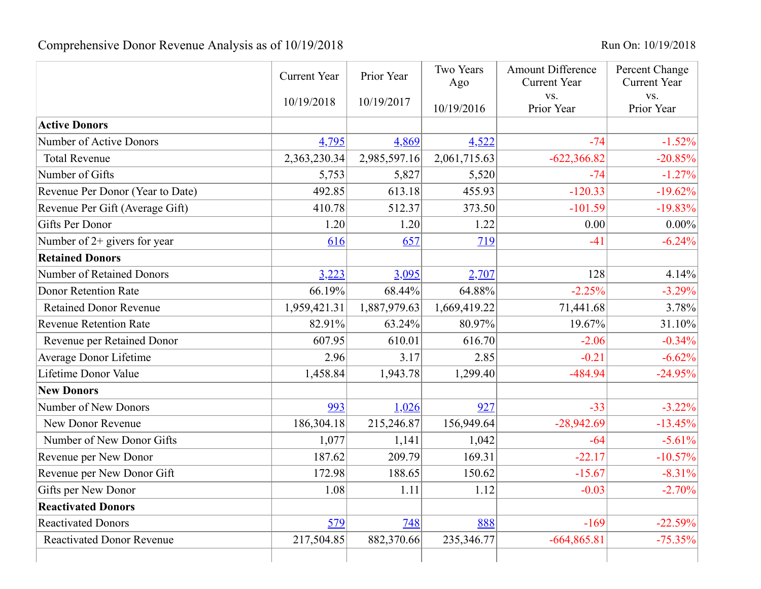Comprehensive Donor Revenue Analysis as of 10/19/2018

Run On: 10/19/2018

| | Current Year 10/19/2018 | Prior Year 10/19/2017 | Two Years Ago 10/19/2016 | Amount Difference Current Year vs. Prior Year | Percent Change Current Year vs. Prior Year |
|---|---|---|---|---|---|
| **Active Donors** | | | | | |
| Number of Active Donors | 4,795 | 4,869 | 4,522 | -74 | -1.52% |
| Total Revenue | 2,363,230.34 | 2,985,597.16 | 2,061,715.63 | -622,366.82 | -20.85% |
| Number of Gifts | 5,753 | 5,827 | 5,520 | -74 | -1.27% |
| Revenue Per Donor (Year to Date) | 492.85 | 613.18 | 455.93 | -120.33 | -19.62% |
| Revenue Per Gift (Average Gift) | 410.78 | 512.37 | 373.50 | -101.59 | -19.83% |
| Gifts Per Donor | 1.20 | 1.20 | 1.22 | 0.00 | 0.00% |
| Number of 2+ givers for year | 616 | 657 | 719 | -41 | -6.24% |
| **Retained Donors** | | | | | |
| Number of Retained Donors | 3,223 | 3,095 | 2,707 | 128 | 4.14% |
| Donor Retention Rate | 66.19% | 68.44% | 64.88% | -2.25% | -3.29% |
| Retained Donor Revenue | 1,959,421.31 | 1,887,979.63 | 1,669,419.22 | 71,441.68 | 3.78% |
| Revenue Retention Rate | 82.91% | 63.24% | 80.97% | 19.67% | 31.10% |
| Revenue per Retained Donor | 607.95 | 610.01 | 616.70 | -2.06 | -0.34% |
| Average Donor Lifetime | 2.96 | 3.17 | 2.85 | -0.21 | -6.62% |
| Lifetime Donor Value | 1,458.84 | 1,943.78 | 1,299.40 | -484.94 | -24.95% |
| **New Donors** | | | | | |
| Number of New Donors | 993 | 1,026 | 927 | -33 | -3.22% |
| New Donor Revenue | 186,304.18 | 215,246.87 | 156,949.64 | -28,942.69 | -13.45% |
| Number of New Donor Gifts | 1,077 | 1,141 | 1,042 | -64 | -5.61% |
| Revenue per New Donor | 187.62 | 209.79 | 169.31 | -22.17 | -10.57% |
| Revenue per New Donor Gift | 172.98 | 188.65 | 150.62 | -15.67 | -8.31% |
| Gifts per New Donor | 1.08 | 1.11 | 1.12 | -0.03 | -2.70% |
| **Reactivated Donors** | | | | | |
| Reactivated Donors | 579 | 748 | 888 | -169 | -22.59% |
| Reactivated Donor Revenue | 217,504.85 | 882,370.66 | 235,346.77 | -664,865.81 | -75.35% |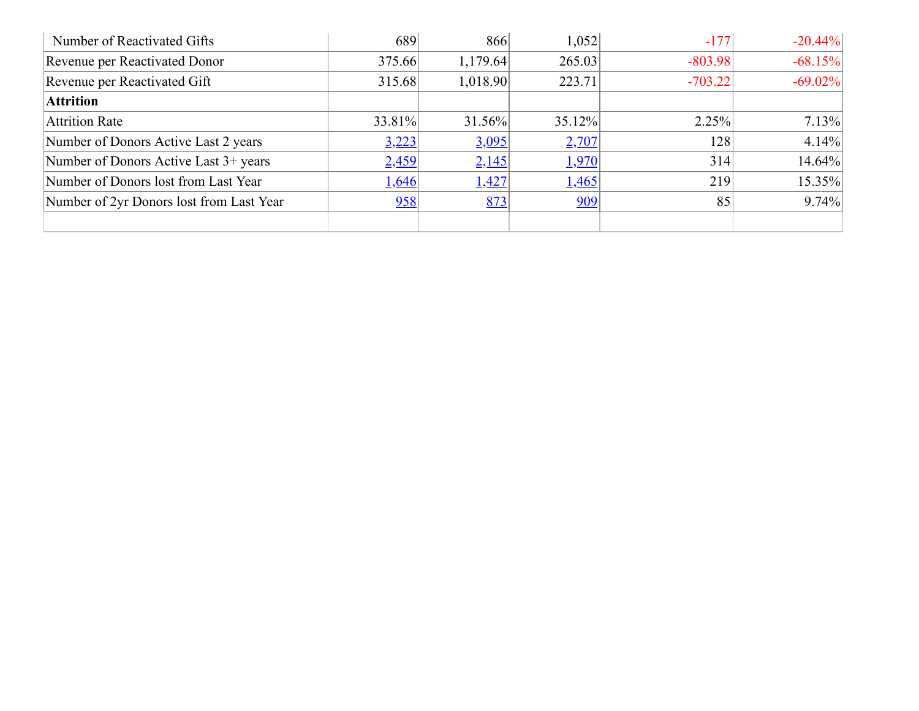| | | | | | |
|---|---|---|---|---|---|
| Number of Reactivated Gifts | 689 | 866 | 1,052 | -177 | -20.44% |
| Revenue per Reactivated Donor | 375.66 | 1,179.64 | 265.03 | -803.98 | -68.15% |
| Revenue per Reactivated Gift | 315.68 | 1,018.90 | 223.71 | -703.22 | -69.02% |
| **Attrition** | | | | | |
| Attrition Rate | 33.81% | 31.56% | 35.12% | 2.25% | 7.13% |
| Number of Donors Active Last 2 years | 3,223 | 3,095 | 2,707 | 128 | 4.14% |
| Number of Donors Active Last 3+ years | 2,459 | 2,145 | 1,970 | 314 | 14.64% |
| Number of Donors lost from Last Year | 1,646 | 1,427 | 1,465 | 219 | 15.35% |
| Number of 2yr Donors lost from Last Year | 958 | 873 | 909 | 85 | 9.74% |
| | | | | | |